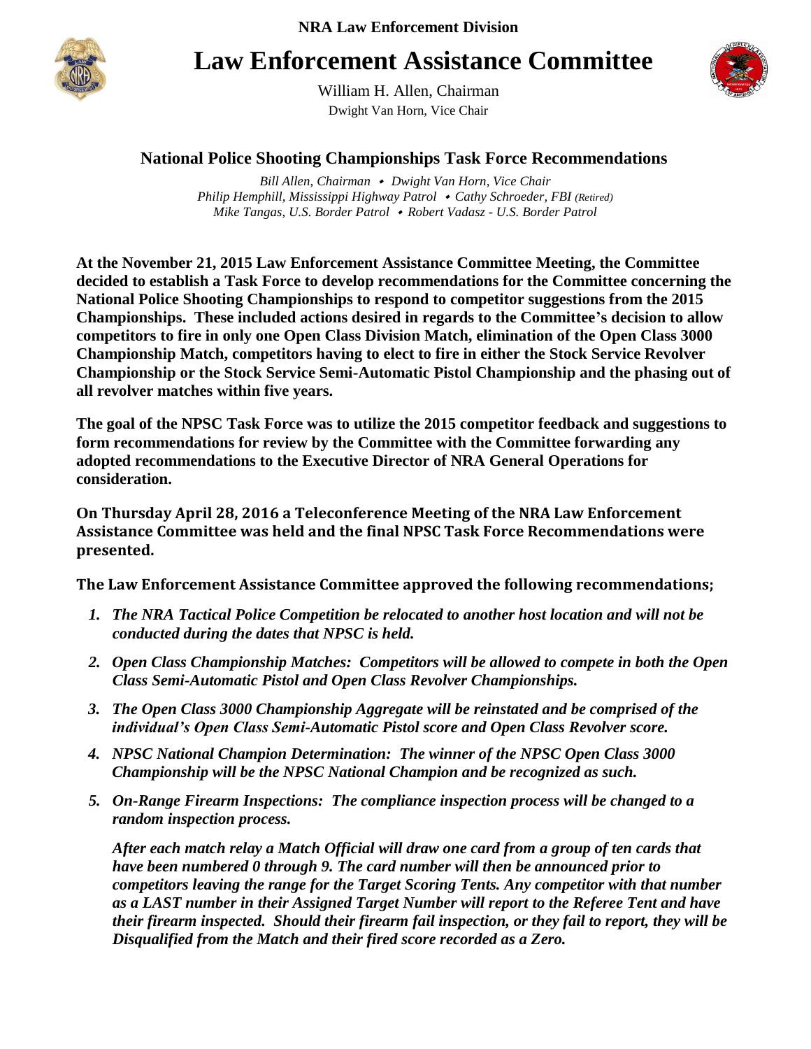NRA Law Enforcement Division

# Law Enforcement Assistance Committee

William H. Allen, Chairman
Dwight Van Horn, Vice Chair

## National Police Shooting Championships Task Force Recommendations

*Bill Allen, Chairman • Dwight Van Horn, Vice Chair*
*Philip Hemphill, Mississippi Highway Patrol • Cathy Schroeder, FBI (Retired)*
*Mike Tangas, U.S. Border Patrol • Robert Vadasz - U.S. Border Patrol*

**At the November 21, 2015 Law Enforcement Assistance Committee Meeting, the Committee decided to establish a Task Force to develop recommendations for the Committee concerning the National Police Shooting Championships to respond to competitor suggestions from the 2015 Championships. These included actions desired in regards to the Committee's decision to allow competitors to fire in only one Open Class Division Match, elimination of the Open Class 3000 Championship Match, competitors having to elect to fire in either the Stock Service Revolver Championship or the Stock Service Semi-Automatic Pistol Championship and the phasing out of all revolver matches within five years.**

**The goal of the NPSC Task Force was to utilize the 2015 competitor feedback and suggestions to form recommendations for review by the Committee with the Committee forwarding any adopted recommendations to the Executive Director of NRA General Operations for consideration.**

**On Thursday April 28, 2016 a Teleconference Meeting of the NRA Law Enforcement Assistance Committee was held and the final NPSC Task Force Recommendations were presented.**

**The Law Enforcement Assistance Committee approved the following recommendations;**

1. ***The NRA Tactical Police Competition be relocated to another host location and will not be conducted during the dates that NPSC is held.***
2. ***Open Class Championship Matches: Competitors will be allowed to compete in both the Open Class Semi-Automatic Pistol and Open Class Revolver Championships.***
3. ***The Open Class 3000 Championship Aggregate will be reinstated and be comprised of the individual's Open Class Semi-Automatic Pistol score and Open Class Revolver score.***
4. ***NPSC National Champion Determination: The winner of the NPSC Open Class 3000 Championship will be the NPSC National Champion and be recognized as such.***
5. ***On-Range Firearm Inspections: The compliance inspection process will be changed to a random inspection process.***

   ***After each match relay a Match Official will draw one card from a group of ten cards that have been numbered 0 through 9. The card number will then be announced prior to competitors leaving the range for the Target Scoring Tents. Any competitor with that number as a LAST number in their Assigned Target Number will report to the Referee Tent and have their firearm inspected. Should their firearm fail inspection, or they fail to report, they will be Disqualified from the Match and their fired score recorded as a Zero.***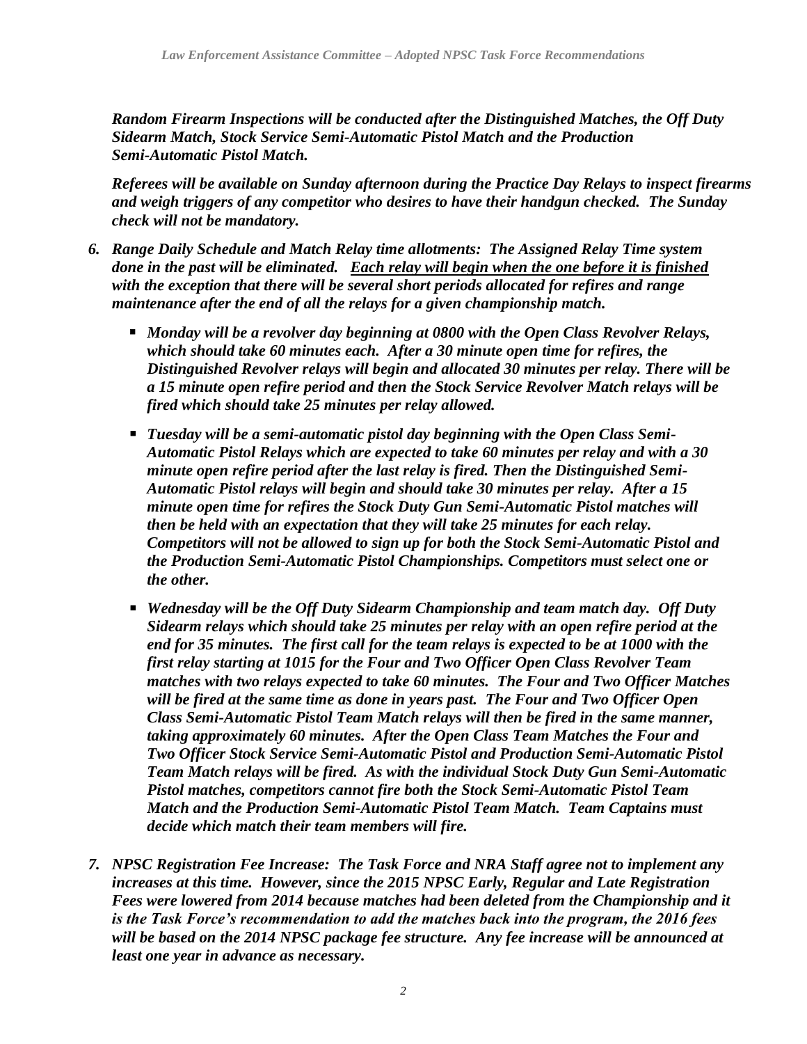*Random Firearm Inspections will be conducted after the Distinguished Matches, the Off Duty Sidearm Match, Stock Service Semi-Automatic Pistol Match and the Production Semi-Automatic Pistol Match.*

*Referees will be available on Sunday afternoon during the Practice Day Relays to inspect firearms and weigh triggers of any competitor who desires to have their handgun checked. The Sunday check will not be mandatory.*

6. ***Range Daily Schedule and Match Relay time allotments:** The Assigned Relay Time system done in the past will be eliminated. <u>Each relay will begin when the one before it is finished</u> with the exception that there will be several short periods allocated for refires and range maintenance after the end of all the relays for a given championship match.*

    - *Monday will be a revolver day beginning at 0800 with the Open Class Revolver Relays, which should take 60 minutes each. After a 30 minute open time for refires, the Distinguished Revolver relays will begin and allocated 30 minutes per relay. There will be a 15 minute open refire period and then the Stock Service Revolver Match relays will be fired which should take 25 minutes per relay allowed.*

    - *Tuesday will be a semi-automatic pistol day beginning with the Open Class Semi-Automatic Pistol Relays which are expected to take 60 minutes per relay and with a 30 minute open refire period after the last relay is fired. Then the Distinguished Semi-Automatic Pistol relays will begin and should take 30 minutes per relay. After a 15 minute open time for refires the Stock Duty Gun Semi-Automatic Pistol matches will then be held with an expectation that they will take 25 minutes for each relay. Competitors will not be allowed to sign up for both the Stock Semi-Automatic Pistol and the Production Semi-Automatic Pistol Championships. Competitors must select one or the other.*

    - *Wednesday will be the Off Duty Sidearm Championship and team match day. Off Duty Sidearm relays which should take 25 minutes per relay with an open refire period at the end for 35 minutes. The first call for the team relays is expected to be at 1000 with the first relay starting at 1015 for the Four and Two Officer Open Class Revolver Team matches with two relays expected to take 60 minutes. The Four and Two Officer Matches will be fired at the same time as done in years past. The Four and Two Officer Open Class Semi-Automatic Pistol Team Match relays will then be fired in the same manner, taking approximately 60 minutes. After the Open Class Team Matches the Four and Two Officer Stock Service Semi-Automatic Pistol and Production Semi-Automatic Pistol Team Match relays will be fired. As with the individual Stock Duty Gun Semi-Automatic Pistol matches, competitors cannot fire both the Stock Semi-Automatic Pistol Team Match and the Production Semi-Automatic Pistol Team Match. Team Captains must decide which match their team members will fire.*

7. ***NPSC Registration Fee Increase:** The Task Force and NRA Staff agree not to implement any increases at this time. However, since the 2015 NPSC Early, Regular and Late Registration Fees were lowered from 2014 because matches had been deleted from the Championship and it is the Task Force's recommendation to add the matches back into the program, the 2016 fees will be based on the 2014 NPSC package fee structure. Any fee increase will be announced at least one year in advance as necessary.*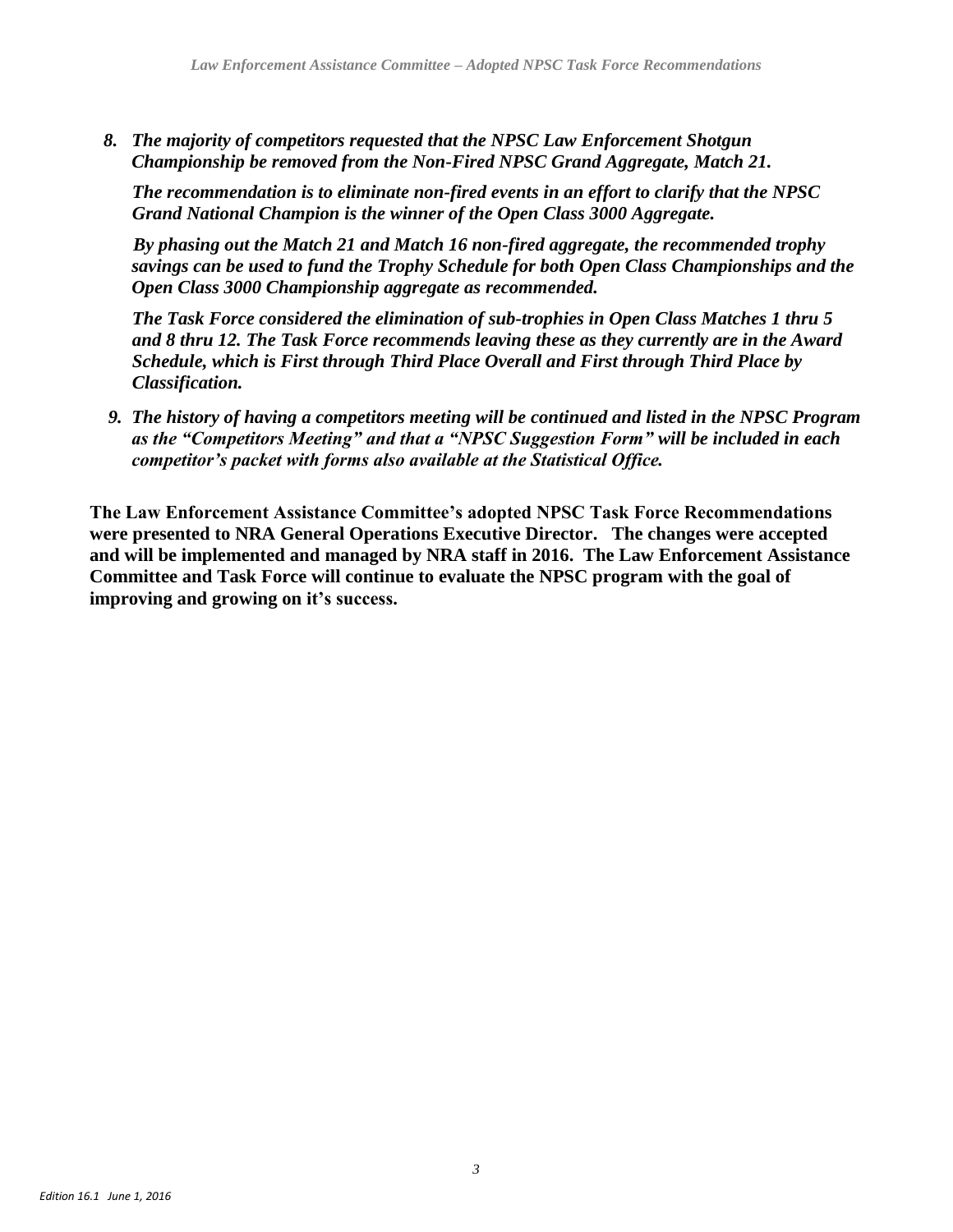8. ***The majority of competitors requested that the NPSC Law Enforcement Shotgun Championship be removed from the Non-Fired NPSC Grand Aggregate, Match 21.***

   ***The recommendation is to eliminate non-fired events in an effort to clarify that the NPSC Grand National Champion is the winner of the Open Class 3000 Aggregate.***

   ***By phasing out the Match 21 and Match 16 non-fired aggregate, the recommended trophy savings can be used to fund the Trophy Schedule for both Open Class Championships and the Open Class 3000 Championship aggregate as recommended.***

   ***The Task Force considered the elimination of sub-trophies in Open Class Matches 1 thru 5 and 8 thru 12. The Task Force recommends leaving these as they currently are in the Award Schedule, which is First through Third Place Overall and First through Third Place by Classification.***

9. ***The history of having a competitors meeting will be continued and listed in the NPSC Program as the "Competitors Meeting" and that a "NPSC Suggestion Form" will be included in each competitor's packet with forms also available at the Statistical Office.***

**The Law Enforcement Assistance Committee's adopted NPSC Task Force Recommendations were presented to NRA General Operations Executive Director. The changes were accepted and will be implemented and managed by NRA staff in 2016. The Law Enforcement Assistance Committee and Task Force will continue to evaluate the NPSC program with the goal of improving and growing on it's success.**